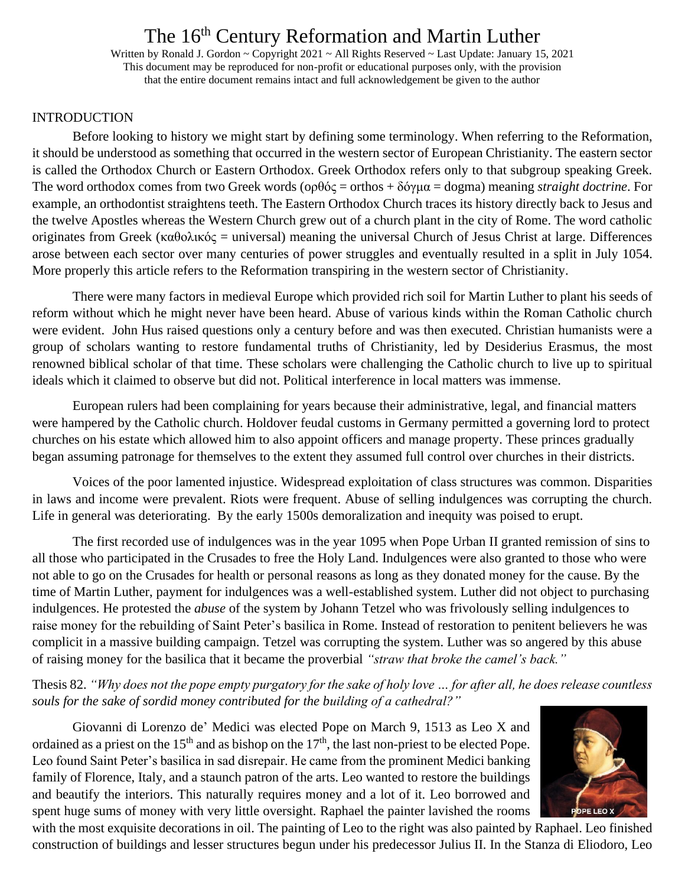# The 16th Century Reformation and Martin Luther

Written by Ronald J. Gordon ~ Copyright 2021 ~ All Rights Reserved ~ Last Update: January 15, 2021
This document may be reproduced for non-profit or educational purposes only, with the provision that the entire document remains intact and full acknowledgement be given to the author

## INTRODUCTION

Before looking to history we might start by defining some terminology. When referring to the Reformation, it should be understood as something that occurred in the western sector of European Christianity. The eastern sector is called the Orthodox Church or Eastern Orthodox. Greek Orthodox refers only to that subgroup speaking Greek. The word orthodox comes from two Greek words (ορθός = orthos + δόγμα = dogma) meaning *straight doctrine*. For example, an orthodontist straightens teeth. The Eastern Orthodox Church traces its history directly back to Jesus and the twelve Apostles whereas the Western Church grew out of a church plant in the city of Rome. The word catholic originates from Greek (καθολικός = universal) meaning the universal Church of Jesus Christ at large. Differences arose between each sector over many centuries of power struggles and eventually resulted in a split in July 1054. More properly this article refers to the Reformation transpiring in the western sector of Christianity.

There were many factors in medieval Europe which provided rich soil for Martin Luther to plant his seeds of reform without which he might never have been heard. Abuse of various kinds within the Roman Catholic church were evident. John Hus raised questions only a century before and was then executed. Christian humanists were a group of scholars wanting to restore fundamental truths of Christianity, led by Desiderius Erasmus, the most renowned biblical scholar of that time. These scholars were challenging the Catholic church to live up to spiritual ideals which it claimed to observe but did not. Political interference in local matters was immense.

European rulers had been complaining for years because their administrative, legal, and financial matters were hampered by the Catholic church. Holdover feudal customs in Germany permitted a governing lord to protect churches on his estate which allowed him to also appoint officers and manage property. These princes gradually began assuming patronage for themselves to the extent they assumed full control over churches in their districts.

Voices of the poor lamented injustice. Widespread exploitation of class structures was common. Disparities in laws and income were prevalent. Riots were frequent. Abuse of selling indulgences was corrupting the church. Life in general was deteriorating. By the early 1500s demoralization and inequity was poised to erupt.

The first recorded use of indulgences was in the year 1095 when Pope Urban II granted remission of sins to all those who participated in the Crusades to free the Holy Land. Indulgences were also granted to those who were not able to go on the Crusades for health or personal reasons as long as they donated money for the cause. By the time of Martin Luther, payment for indulgences was a well-established system. Luther did not object to purchasing indulgences. He protested the *abuse* of the system by Johann Tetzel who was frivolously selling indulgences to raise money for the rebuilding of Saint Peter's basilica in Rome. Instead of restoration to penitent believers he was complicit in a massive building campaign. Tetzel was corrupting the system. Luther was so angered by this abuse of raising money for the basilica that it became the proverbial *"straw that broke the camel's back."*

Thesis 82. *"Why does not the pope empty purgatory for the sake of holy love … for after all, he does release countless souls for the sake of sordid money contributed for the building of a cathedral?"*

Giovanni di Lorenzo de' Medici was elected Pope on March 9, 1513 as Leo X and ordained as a priest on the 15th and as bishop on the 17th, the last non-priest to be elected Pope. Leo found Saint Peter's basilica in sad disrepair. He came from the prominent Medici banking family of Florence, Italy, and a staunch patron of the arts. Leo wanted to restore the buildings and beautify the interiors. This naturally requires money and a lot of it. Leo borrowed and spent huge sums of money with very little oversight. Raphael the painter lavished the rooms with the most exquisite decorations in oil. The painting of Leo to the right was also painted by Raphael. Leo finished construction of buildings and lesser structures begun under his predecessor Julius II. In the Stanza di Eliodoro, Leo

POPE LEO X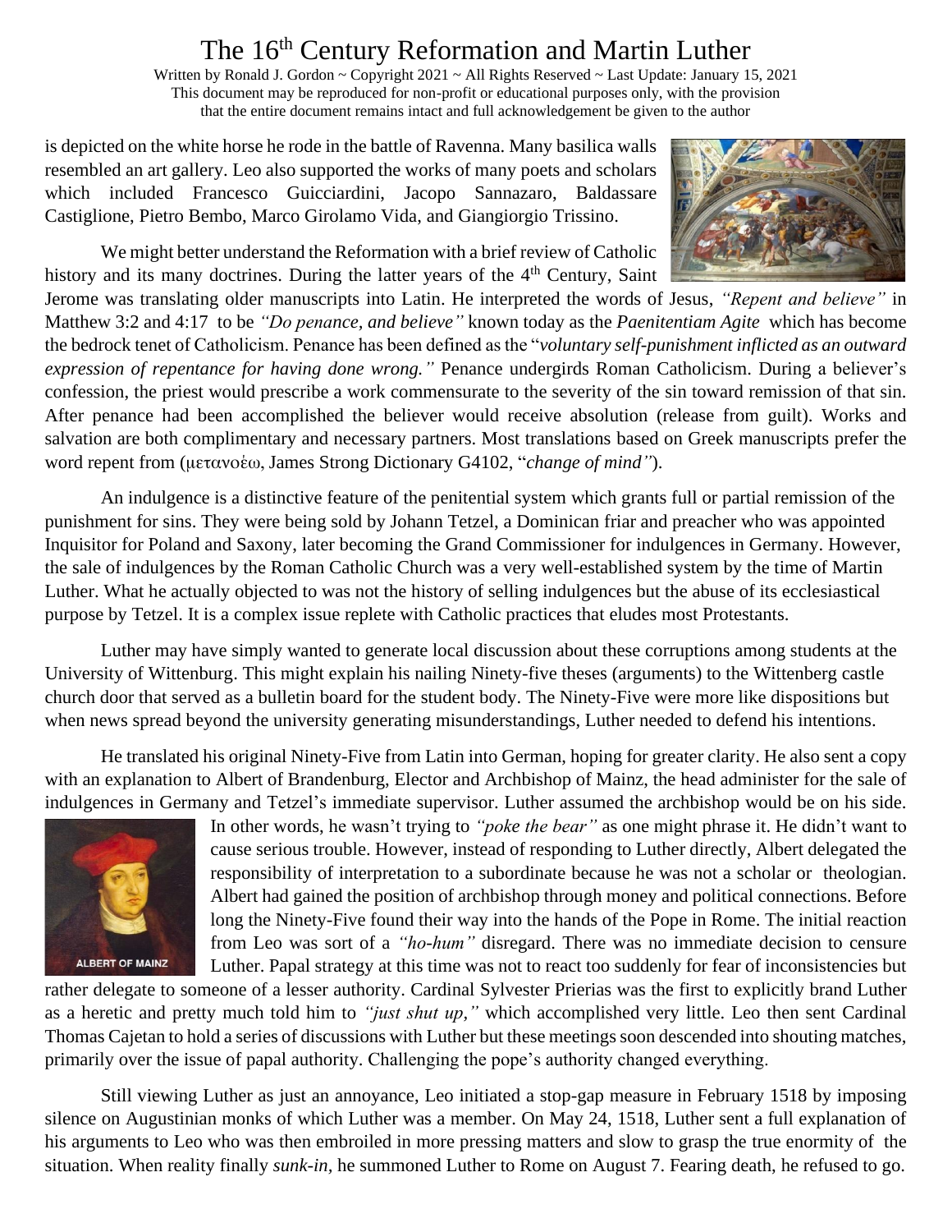is depicted on the white horse he rode in the battle of Ravenna. Many basilica walls resembled an art gallery. Leo also supported the works of many poets and scholars which included Francesco Guicciardini, Jacopo Sannazaro, Baldassare Castiglione, Pietro Bembo, Marco Girolamo Vida, and Giangiorgio Trissino.

We might better understand the Reformation with a brief review of Catholic history and its many doctrines. During the latter years of the 4th Century, Saint Jerome was translating older manuscripts into Latin. He interpreted the words of Jesus, *"Repent and believe"* in Matthew 3:2 and 4:17 to be *"Do penance, and believe"* known today as the *Paenitentiam Agite* which has become the bedrock tenet of Catholicism. Penance has been defined as the "*voluntary self-punishment inflicted as an outward expression of repentance for having done wrong."* Penance undergirds Roman Catholicism. During a believer's confession, the priest would prescribe a work commensurate to the severity of the sin toward remission of that sin. After penance had been accomplished the believer would receive absolution (release from guilt). Works and salvation are both complimentary and necessary partners. Most translations based on Greek manuscripts prefer the word repent from (μετανοέω, James Strong Dictionary G4102, "*change of mind"*).

An indulgence is a distinctive feature of the penitential system which grants full or partial remission of the punishment for sins. They were being sold by Johann Tetzel, a Dominican friar and preacher who was appointed Inquisitor for Poland and Saxony, later becoming the Grand Commissioner for indulgences in Germany. However, the sale of indulgences by the Roman Catholic Church was a very well-established system by the time of Martin Luther. What he actually objected to was not the history of selling indulgences but the abuse of its ecclesiastical purpose by Tetzel. It is a complex issue replete with Catholic practices that eludes most Protestants.

Luther may have simply wanted to generate local discussion about these corruptions among students at the University of Wittenburg. This might explain his nailing Ninety-five theses (arguments) to the Wittenberg castle church door that served as a bulletin board for the student body. The Ninety-Five were more like dispositions but when news spread beyond the university generating misunderstandings, Luther needed to defend his intentions.

He translated his original Ninety-Five from Latin into German, hoping for greater clarity. He also sent a copy with an explanation to Albert of Brandenburg, Elector and Archbishop of Mainz, the head administer for the sale of indulgences in Germany and Tetzel's immediate supervisor. Luther assumed the archbishop would be on his side. In other words, he wasn't trying to *"poke the bear"* as one might phrase it. He didn't want to cause serious trouble. However, instead of responding to Luther directly, Albert delegated the responsibility of interpretation to a subordinate because he was not a scholar or theologian. Albert had gained the position of archbishop through money and political connections. Before long the Ninety-Five found their way into the hands of the Pope in Rome. The initial reaction from Leo was sort of a *"ho-hum"* disregard. There was no immediate decision to censure Luther. Papal strategy at this time was not to react too suddenly for fear of inconsistencies but rather delegate to someone of a lesser authority. Cardinal Sylvester Prierias was the first to explicitly brand Luther as a heretic and pretty much told him to *"just shut up,"* which accomplished very little. Leo then sent Cardinal Thomas Cajetan to hold a series of discussions with Luther but these meetings soon descended into shouting matches, primarily over the issue of papal authority. Challenging the pope's authority changed everything.

ALBERT OF MAINZ

Still viewing Luther as just an annoyance, Leo initiated a stop-gap measure in February 1518 by imposing silence on Augustinian monks of which Luther was a member. On May 24, 1518, Luther sent a full explanation of his arguments to Leo who was then embroiled in more pressing matters and slow to grasp the true enormity of the situation. When reality finally *sunk-in,* he summoned Luther to Rome on August 7. Fearing death, he refused to go.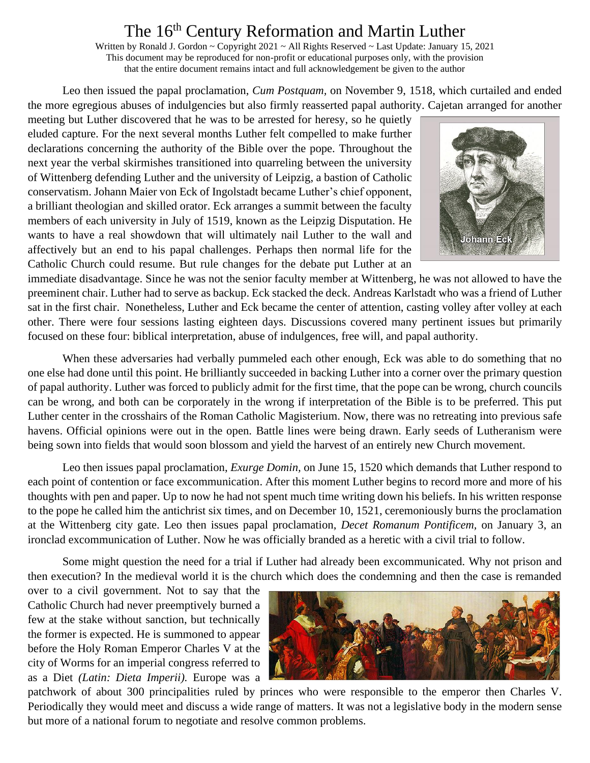Leo then issued the papal proclamation, *Cum Postquam,* on November 9, 1518, which curtailed and ended the more egregious abuses of indulgencies but also firmly reasserted papal authority. Cajetan arranged for another meeting but Luther discovered that he was to be arrested for heresy, so he quietly eluded capture. For the next several months Luther felt compelled to make further declarations concerning the authority of the Bible over the pope. Throughout the next year the verbal skirmishes transitioned into quarreling between the university of Wittenberg defending Luther and the university of Leipzig, a bastion of Catholic conservatism. Johann Maier von Eck of Ingolstadt became Luther's chief opponent, a brilliant theologian and skilled orator. Eck arranges a summit between the faculty members of each university in July of 1519, known as the Leipzig Disputation. He wants to have a real showdown that will ultimately nail Luther to the wall and affectively but an end to his papal challenges. Perhaps then normal life for the Catholic Church could resume. But rule changes for the debate put Luther at an immediate disadvantage. Since he was not the senior faculty member at Wittenberg, he was not allowed to have the preeminent chair. Luther had to serve as backup. Eck stacked the deck. Andreas Karlstadt who was a friend of Luther sat in the first chair. Nonetheless, Luther and Eck became the center of attention, casting volley after volley at each other. There were four sessions lasting eighteen days. Discussions covered many pertinent issues but primarily focused on these four: biblical interpretation, abuse of indulgences, free will, and papal authority.

Johann Eck

When these adversaries had verbally pummeled each other enough, Eck was able to do something that no one else had done until this point. He brilliantly succeeded in backing Luther into a corner over the primary question of papal authority. Luther was forced to publicly admit for the first time, that the pope can be wrong, church councils can be wrong, and both can be corporately in the wrong if interpretation of the Bible is to be preferred. This put Luther center in the crosshairs of the Roman Catholic Magisterium. Now, there was no retreating into previous safe havens. Official opinions were out in the open. Battle lines were being drawn. Early seeds of Lutheranism were being sown into fields that would soon blossom and yield the harvest of an entirely new Church movement.

Leo then issues papal proclamation, *Exurge Domin,* on June 15, 1520 which demands that Luther respond to each point of contention or face excommunication. After this moment Luther begins to record more and more of his thoughts with pen and paper. Up to now he had not spent much time writing down his beliefs. In his written response to the pope he called him the antichrist six times, and on December 10, 1521, ceremoniously burns the proclamation at the Wittenberg city gate. Leo then issues papal proclamation, *Decet Romanum Pontificem,* on January 3, an ironclad excommunication of Luther. Now he was officially branded as a heretic with a civil trial to follow.

Some might question the need for a trial if Luther had already been excommunicated. Why not prison and then execution? In the medieval world it is the church which does the condemning and then the case is remanded over to a civil government. Not to say that the Catholic Church had never preemptively burned a few at the stake without sanction, but technically the former is expected. He is summoned to appear before the Holy Roman Emperor Charles V at the city of Worms for an imperial congress referred to as a Diet *(Latin: Dieta Imperii).* Europe was a patchwork of about 300 principalities ruled by princes who were responsible to the emperor then Charles V. Periodically they would meet and discuss a wide range of matters. It was not a legislative body in the modern sense but more of a national forum to negotiate and resolve common problems.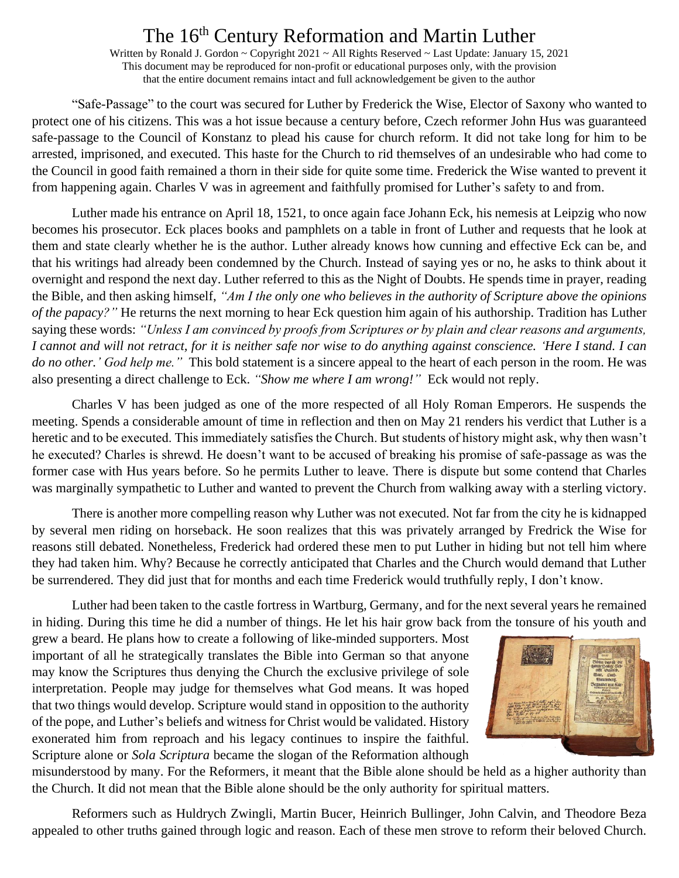"Safe-Passage" to the court was secured for Luther by Frederick the Wise, Elector of Saxony who wanted to protect one of his citizens. This was a hot issue because a century before, Czech reformer John Hus was guaranteed safe-passage to the Council of Konstanz to plead his cause for church reform. It did not take long for him to be arrested, imprisoned, and executed. This haste for the Church to rid themselves of an undesirable who had come to the Council in good faith remained a thorn in their side for quite some time. Frederick the Wise wanted to prevent it from happening again. Charles V was in agreement and faithfully promised for Luther's safety to and from.

Luther made his entrance on April 18, 1521, to once again face Johann Eck, his nemesis at Leipzig who now becomes his prosecutor. Eck places books and pamphlets on a table in front of Luther and requests that he look at them and state clearly whether he is the author. Luther already knows how cunning and effective Eck can be, and that his writings had already been condemned by the Church. Instead of saying yes or no, he asks to think about it overnight and respond the next day. Luther referred to this as the Night of Doubts. He spends time in prayer, reading the Bible, and then asking himself, *"Am I the only one who believes in the authority of Scripture above the opinions of the papacy?"* He returns the next morning to hear Eck question him again of his authorship. Tradition has Luther saying these words: *"Unless I am convinced by proofs from Scriptures or by plain and clear reasons and arguments, I cannot and will not retract, for it is neither safe nor wise to do anything against conscience. 'Here I stand. I can do no other.' God help me."* This bold statement is a sincere appeal to the heart of each person in the room. He was also presenting a direct challenge to Eck. *"Show me where I am wrong!"* Eck would not reply.

Charles V has been judged as one of the more respected of all Holy Roman Emperors. He suspends the meeting. Spends a considerable amount of time in reflection and then on May 21 renders his verdict that Luther is a heretic and to be executed. This immediately satisfies the Church. But students of history might ask, why then wasn't he executed? Charles is shrewd. He doesn't want to be accused of breaking his promise of safe-passage as was the former case with Hus years before. So he permits Luther to leave. There is dispute but some contend that Charles was marginally sympathetic to Luther and wanted to prevent the Church from walking away with a sterling victory.

There is another more compelling reason why Luther was not executed. Not far from the city he is kidnapped by several men riding on horseback. He soon realizes that this was privately arranged by Fredrick the Wise for reasons still debated. Nonetheless, Frederick had ordered these men to put Luther in hiding but not tell him where they had taken him. Why? Because he correctly anticipated that Charles and the Church would demand that Luther be surrendered. They did just that for months and each time Frederick would truthfully reply, I don't know.

Luther had been taken to the castle fortress in Wartburg, Germany, and for the next several years he remained in hiding. During this time he did a number of things. He let his hair grow back from the tonsure of his youth and grew a beard. He plans how to create a following of like-minded supporters. Most important of all he strategically translates the Bible into German so that anyone may know the Scriptures thus denying the Church the exclusive privilege of sole interpretation. People may judge for themselves what God means. It was hoped that two things would develop. Scripture would stand in opposition to the authority of the pope, and Luther's beliefs and witness for Christ would be validated. History exonerated him from reproach and his legacy continues to inspire the faithful. Scripture alone or *Sola Scriptura* became the slogan of the Reformation although misunderstood by many. For the Reformers, it meant that the Bible alone should be held as a higher authority than the Church. It did not mean that the Bible alone should be the only authority for spiritual matters.

Reformers such as Huldrych Zwingli, Martin Bucer, Heinrich Bullinger, John Calvin, and Theodore Beza appealed to other truths gained through logic and reason. Each of these men strove to reform their beloved Church.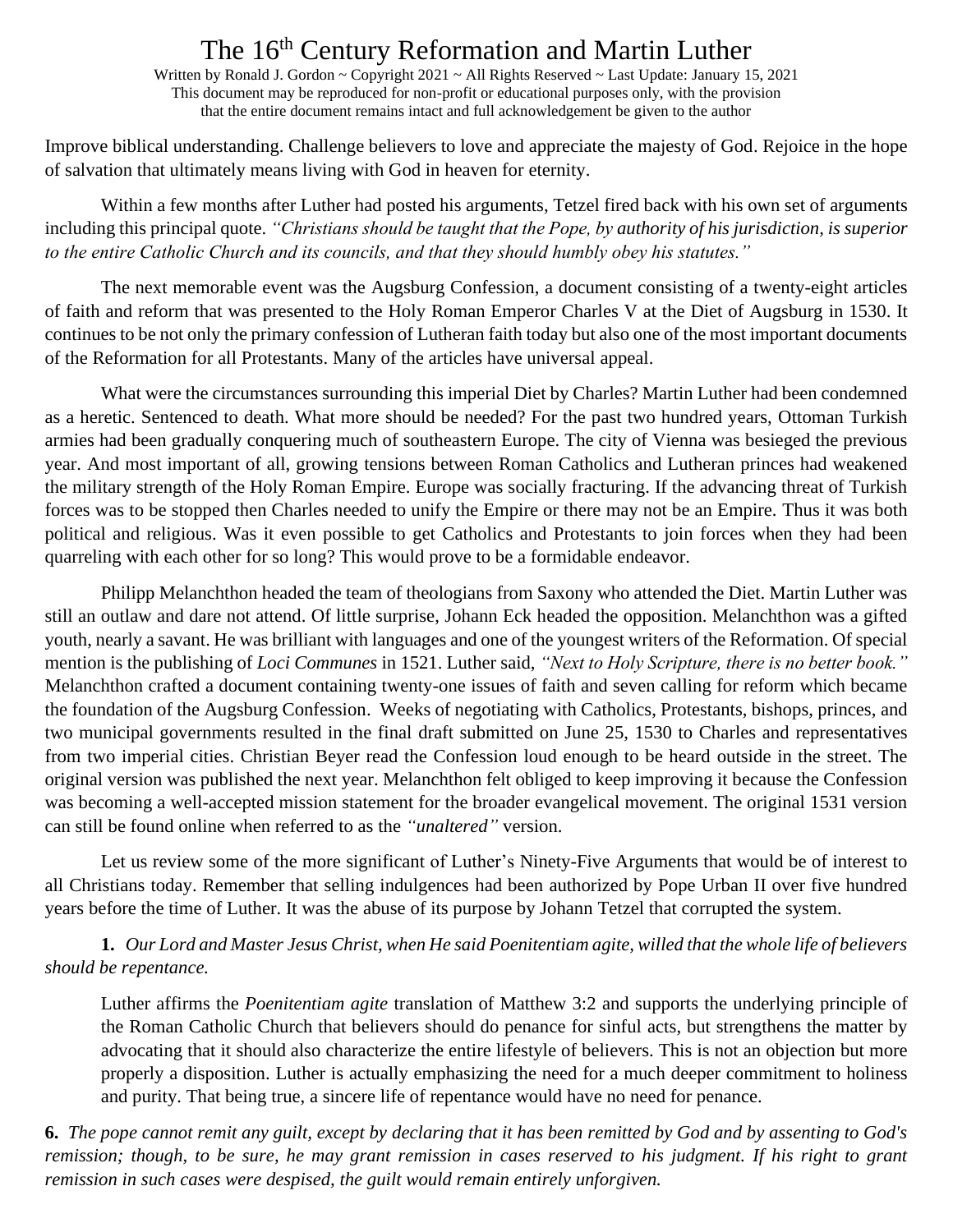Improve biblical understanding. Challenge believers to love and appreciate the majesty of God. Rejoice in the hope of salvation that ultimately means living with God in heaven for eternity.

Within a few months after Luther had posted his arguments, Tetzel fired back with his own set of arguments including this principal quote. *"Christians should be taught that the Pope, by authority of his jurisdiction, is superior to the entire Catholic Church and its councils, and that they should humbly obey his statutes."*

The next memorable event was the Augsburg Confession, a document consisting of a twenty-eight articles of faith and reform that was presented to the Holy Roman Emperor Charles V at the Diet of Augsburg in 1530. It continues to be not only the primary confession of Lutheran faith today but also one of the most important documents of the Reformation for all Protestants. Many of the articles have universal appeal.

What were the circumstances surrounding this imperial Diet by Charles? Martin Luther had been condemned as a heretic. Sentenced to death. What more should be needed? For the past two hundred years, Ottoman Turkish armies had been gradually conquering much of southeastern Europe. The city of Vienna was besieged the previous year. And most important of all, growing tensions between Roman Catholics and Lutheran princes had weakened the military strength of the Holy Roman Empire. Europe was socially fracturing. If the advancing threat of Turkish forces was to be stopped then Charles needed to unify the Empire or there may not be an Empire. Thus it was both political and religious. Was it even possible to get Catholics and Protestants to join forces when they had been quarreling with each other for so long? This would prove to be a formidable endeavor.

Philipp Melanchthon headed the team of theologians from Saxony who attended the Diet. Martin Luther was still an outlaw and dare not attend. Of little surprise, Johann Eck headed the opposition. Melanchthon was a gifted youth, nearly a savant. He was brilliant with languages and one of the youngest writers of the Reformation. Of special mention is the publishing of *Loci Communes* in 1521. Luther said, *"Next to Holy Scripture, there is no better book."* Melanchthon crafted a document containing twenty-one issues of faith and seven calling for reform which became the foundation of the Augsburg Confession. Weeks of negotiating with Catholics, Protestants, bishops, princes, and two municipal governments resulted in the final draft submitted on June 25, 1530 to Charles and representatives from two imperial cities. Christian Beyer read the Confession loud enough to be heard outside in the street. The original version was published the next year. Melanchthon felt obliged to keep improving it because the Confession was becoming a well-accepted mission statement for the broader evangelical movement. The original 1531 version can still be found online when referred to as the *"unaltered"* version.

Let us review some of the more significant of Luther's Ninety-Five Arguments that would be of interest to all Christians today. Remember that selling indulgences had been authorized by Pope Urban II over five hundred years before the time of Luther. It was the abuse of its purpose by Johann Tetzel that corrupted the system.

**1.** *Our Lord and Master Jesus Christ, when He said Poenitentiam agite, willed that the whole life of believers should be repentance.*

Luther affirms the *Poenitentiam agite* translation of Matthew 3:2 and supports the underlying principle of the Roman Catholic Church that believers should do penance for sinful acts, but strengthens the matter by advocating that it should also characterize the entire lifestyle of believers. This is not an objection but more properly a disposition. Luther is actually emphasizing the need for a much deeper commitment to holiness and purity. That being true, a sincere life of repentance would have no need for penance.

**6.** *The pope cannot remit any guilt, except by declaring that it has been remitted by God and by assenting to God's remission; though, to be sure, he may grant remission in cases reserved to his judgment. If his right to grant remission in such cases were despised, the guilt would remain entirely unforgiven.*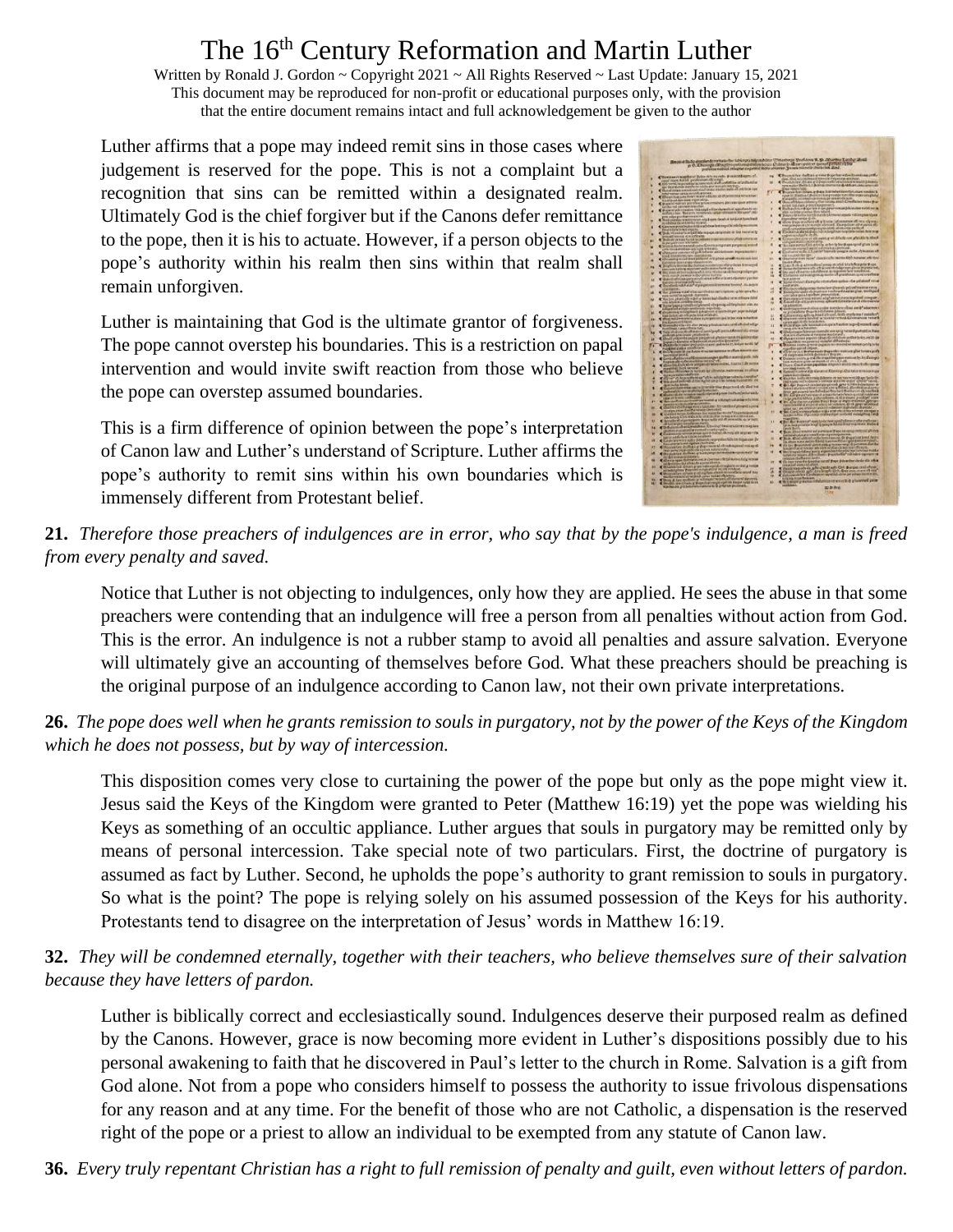Luther affirms that a pope may indeed remit sins in those cases where judgement is reserved for the pope. This is not a complaint but a recognition that sins can be remitted within a designated realm. Ultimately God is the chief forgiver but if the Canons defer remittance to the pope, then it is his to actuate. However, if a person objects to the pope's authority within his realm then sins within that realm shall remain unforgiven.

Luther is maintaining that God is the ultimate grantor of forgiveness. The pope cannot overstep his boundaries. This is a restriction on papal intervention and would invite swift reaction from those who believe the pope can overstep assumed boundaries.

This is a firm difference of opinion between the pope's interpretation of Canon law and Luther's understand of Scripture. Luther affirms the pope's authority to remit sins within his own boundaries which is immensely different from Protestant belief.

**21.** *Therefore those preachers of indulgences are in error, who say that by the pope's indulgence, a man is freed from every penalty and saved.*

Notice that Luther is not objecting to indulgences, only how they are applied. He sees the abuse in that some preachers were contending that an indulgence will free a person from all penalties without action from God. This is the error. An indulgence is not a rubber stamp to avoid all penalties and assure salvation. Everyone will ultimately give an accounting of themselves before God. What these preachers should be preaching is the original purpose of an indulgence according to Canon law, not their own private interpretations.

**26.** *The pope does well when he grants remission to souls in purgatory, not by the power of the Keys of the Kingdom which he does not possess, but by way of intercession.*

This disposition comes very close to curtaining the power of the pope but only as the pope might view it. Jesus said the Keys of the Kingdom were granted to Peter (Matthew 16:19) yet the pope was wielding his Keys as something of an occultic appliance. Luther argues that souls in purgatory may be remitted only by means of personal intercession. Take special note of two particulars. First, the doctrine of purgatory is assumed as fact by Luther. Second, he upholds the pope's authority to grant remission to souls in purgatory. So what is the point? The pope is relying solely on his assumed possession of the Keys for his authority. Protestants tend to disagree on the interpretation of Jesus' words in Matthew 16:19.

**32.** *They will be condemned eternally, together with their teachers, who believe themselves sure of their salvation because they have letters of pardon.*

Luther is biblically correct and ecclesiastically sound. Indulgences deserve their purposed realm as defined by the Canons. However, grace is now becoming more evident in Luther's dispositions possibly due to his personal awakening to faith that he discovered in Paul's letter to the church in Rome. Salvation is a gift from God alone. Not from a pope who considers himself to possess the authority to issue frivolous dispensations for any reason and at any time. For the benefit of those who are not Catholic, a dispensation is the reserved right of the pope or a priest to allow an individual to be exempted from any statute of Canon law.

**36.** *Every truly repentant Christian has a right to full remission of penalty and guilt, even without letters of pardon.*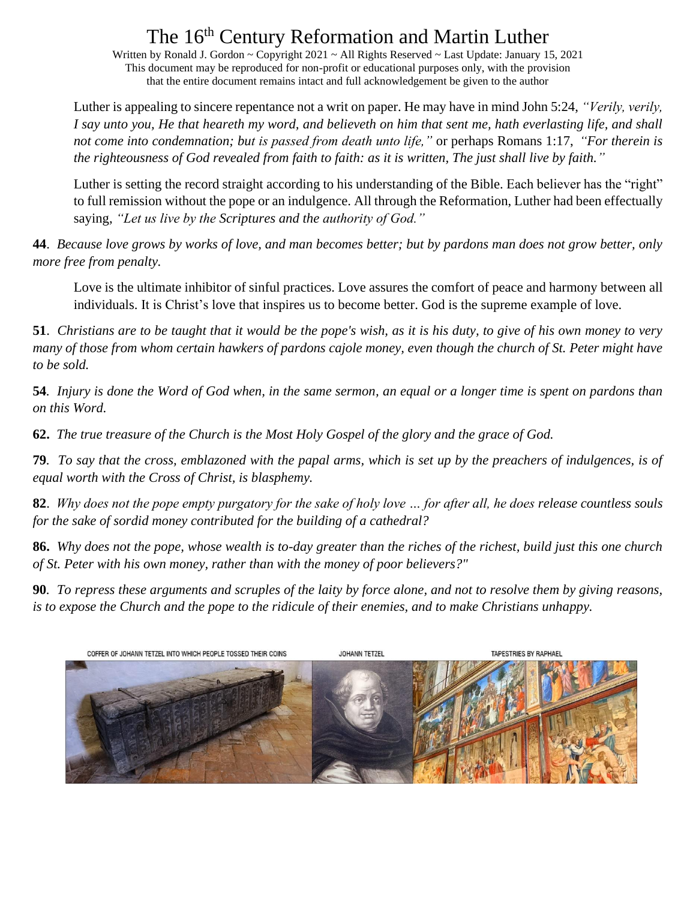Luther is appealing to sincere repentance not a writ on paper. He may have in mind John 5:24, *"Verily, verily, I say unto you, He that heareth my word, and believeth on him that sent me, hath everlasting life, and shall not come into condemnation; but is passed from death unto life,"* or perhaps Romans 1:17, *"For therein is the righteousness of God revealed from faith to faith: as it is written, The just shall live by faith."*

Luther is setting the record straight according to his understanding of the Bible. Each believer has the "right" to full remission without the pope or an indulgence. All through the Reformation, Luther had been effectually saying, *"Let us live by the Scriptures and the authority of God."*

**44**. *Because love grows by works of love, and man becomes better; but by pardons man does not grow better, only more free from penalty.*

Love is the ultimate inhibitor of sinful practices. Love assures the comfort of peace and harmony between all individuals. It is Christ's love that inspires us to become better. God is the supreme example of love.

**51**. *Christians are to be taught that it would be the pope's wish, as it is his duty, to give of his own money to very many of those from whom certain hawkers of pardons cajole money, even though the church of St. Peter might have to be sold.*

**54**. *Injury is done the Word of God when, in the same sermon, an equal or a longer time is spent on pardons than on this Word.*

**62.** *The true treasure of the Church is the Most Holy Gospel of the glory and the grace of God.*

**79**. *To say that the cross, emblazoned with the papal arms, which is set up by the preachers of indulgences, is of equal worth with the Cross of Christ, is blasphemy.*

**82**. *Why does not the pope empty purgatory for the sake of holy love … for after all, he does release countless souls for the sake of sordid money contributed for the building of a cathedral?*

**86.** *Why does not the pope, whose wealth is to-day greater than the riches of the richest, build just this one church of St. Peter with his own money, rather than with the money of poor believers?"*

**90**. *To repress these arguments and scruples of the laity by force alone, and not to resolve them by giving reasons, is to expose the Church and the pope to the ridicule of their enemies, and to make Christians unhappy.*

COFFER OF JOHANN TETZEL INTO WHICH PEOPLE TOSSED THEIR COINS

JOHANN TETZEL

TAPESTRIES BY RAPHAEL